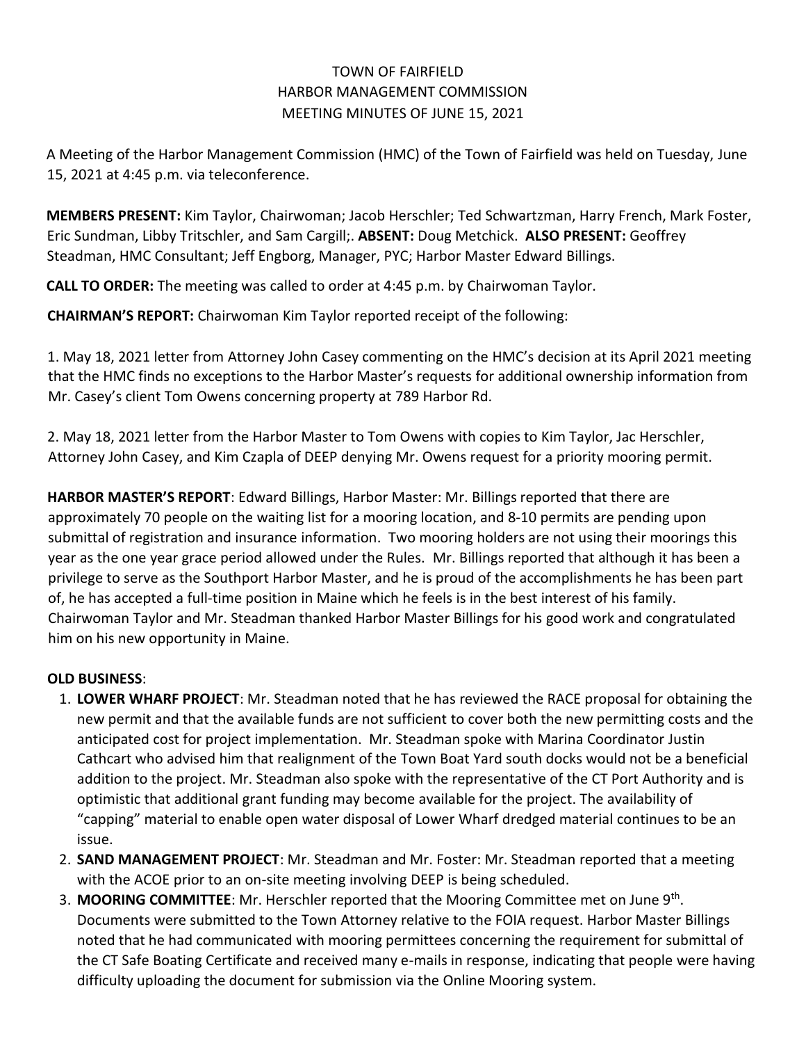# TOWN OF FAIRFIELD
## HARBOR MANAGEMENT COMMISSION
### MEETING MINUTES OF JUNE 15, 2021

A Meeting of the Harbor Management Commission (HMC) of the Town of Fairfield was held on Tuesday, June 15, 2021 at 4:45 p.m. via teleconference.

**MEMBERS PRESENT:** Kim Taylor, Chairwoman; Jacob Herschler; Ted Schwartzman, Harry French, Mark Foster, Eric Sundman, Libby Tritschler, and Sam Cargill;. **ABSENT:** Doug Metchick. **ALSO PRESENT:** Geoffrey Steadman, HMC Consultant; Jeff Engborg, Manager, PYC; Harbor Master Edward Billings.

**CALL TO ORDER:** The meeting was called to order at 4:45 p.m. by Chairwoman Taylor.

**CHAIRMAN'S REPORT:** Chairwoman Kim Taylor reported receipt of the following:

1. May 18, 2021 letter from Attorney John Casey commenting on the HMC's decision at its April 2021 meeting that the HMC finds no exceptions to the Harbor Master's requests for additional ownership information from Mr. Casey's client Tom Owens concerning property at 789 Harbor Rd.

2. May 18, 2021 letter from the Harbor Master to Tom Owens with copies to Kim Taylor, Jac Herschler, Attorney John Casey, and Kim Czapla of DEEP denying Mr. Owens request for a priority mooring permit.

**HARBOR MASTER'S REPORT**: Edward Billings, Harbor Master: Mr. Billings reported that there are approximately 70 people on the waiting list for a mooring location, and 8-10 permits are pending upon submittal of registration and insurance information. Two mooring holders are not using their moorings this year as the one year grace period allowed under the Rules. Mr. Billings reported that although it has been a privilege to serve as the Southport Harbor Master, and he is proud of the accomplishments he has been part of, he has accepted a full-time position in Maine which he feels is in the best interest of his family. Chairwoman Taylor and Mr. Steadman thanked Harbor Master Billings for his good work and congratulated him on his new opportunity in Maine.

**OLD BUSINESS**:

1. **LOWER WHARF PROJECT**: Mr. Steadman noted that he has reviewed the RACE proposal for obtaining the new permit and that the available funds are not sufficient to cover both the new permitting costs and the anticipated cost for project implementation. Mr. Steadman spoke with Marina Coordinator Justin Cathcart who advised him that realignment of the Town Boat Yard south docks would not be a beneficial addition to the project. Mr. Steadman also spoke with the representative of the CT Port Authority and is optimistic that additional grant funding may become available for the project. The availability of "capping" material to enable open water disposal of Lower Wharf dredged material continues to be an issue.
2. **SAND MANAGEMENT PROJECT**: Mr. Steadman and Mr. Foster: Mr. Steadman reported that a meeting with the ACOE prior to an on-site meeting involving DEEP is being scheduled.
3. **MOORING COMMITTEE**: Mr. Herschler reported that the Mooring Committee met on June 9th. Documents were submitted to the Town Attorney relative to the FOIA request. Harbor Master Billings noted that he had communicated with mooring permittees concerning the requirement for submittal of the CT Safe Boating Certificate and received many e-mails in response, indicating that people were having difficulty uploading the document for submission via the Online Mooring system.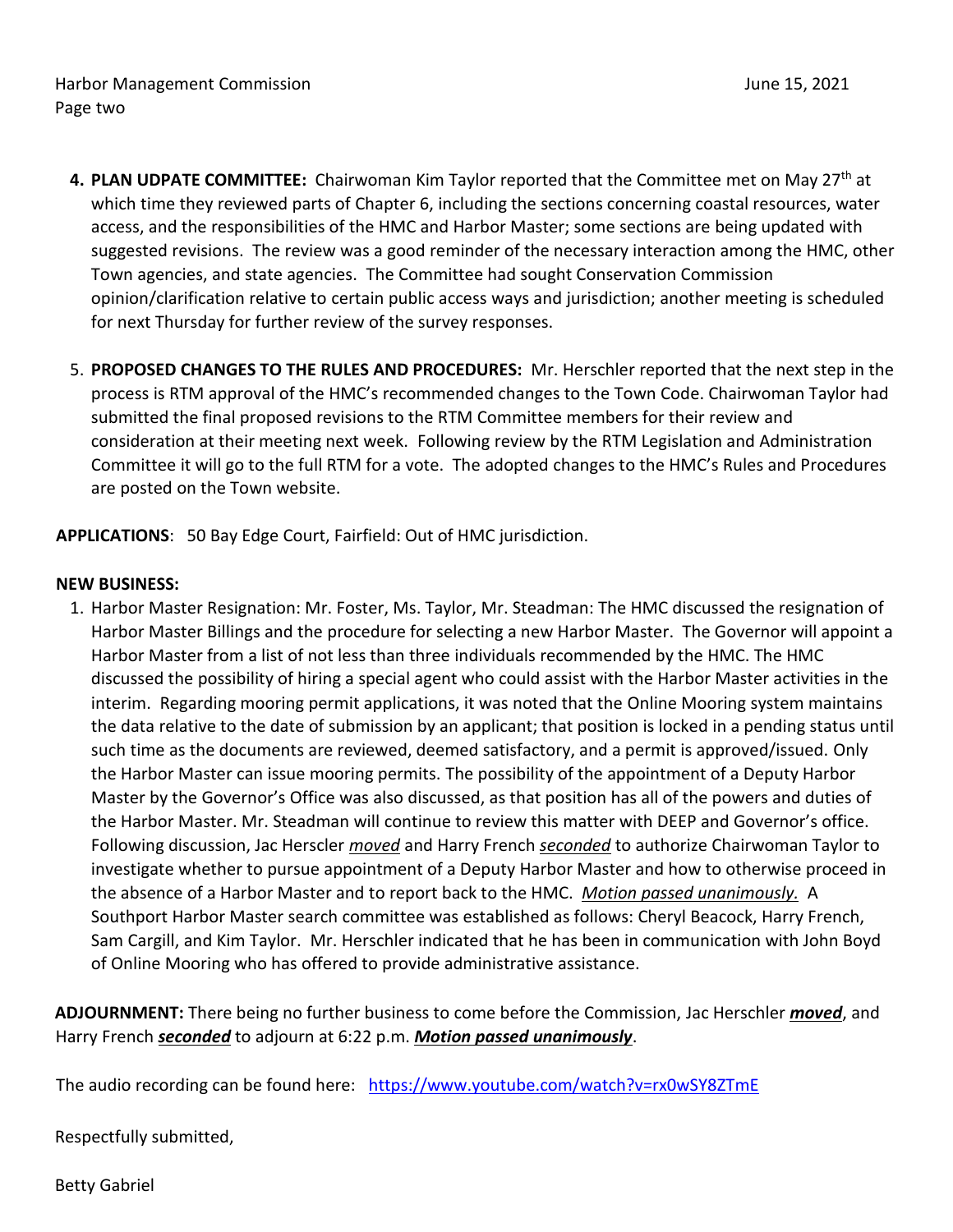4. **PLAN UDPATE COMMITTEE:** Chairwoman Kim Taylor reported that the Committee met on May 27th at which time they reviewed parts of Chapter 6, including the sections concerning coastal resources, water access, and the responsibilities of the HMC and Harbor Master; some sections are being updated with suggested revisions. The review was a good reminder of the necessary interaction among the HMC, other Town agencies, and state agencies. The Committee had sought Conservation Commission opinion/clarification relative to certain public access ways and jurisdiction; another meeting is scheduled for next Thursday for further review of the survey responses.

5. **PROPOSED CHANGES TO THE RULES AND PROCEDURES:** Mr. Herschler reported that the next step in the process is RTM approval of the HMC's recommended changes to the Town Code. Chairwoman Taylor had submitted the final proposed revisions to the RTM Committee members for their review and consideration at their meeting next week. Following review by the RTM Legislation and Administration Committee it will go to the full RTM for a vote. The adopted changes to the HMC's Rules and Procedures are posted on the Town website.

**APPLICATIONS**: 50 Bay Edge Court, Fairfield: Out of HMC jurisdiction.

**NEW BUSINESS:**

1. Harbor Master Resignation: Mr. Foster, Ms. Taylor, Mr. Steadman: The HMC discussed the resignation of Harbor Master Billings and the procedure for selecting a new Harbor Master. The Governor will appoint a Harbor Master from a list of not less than three individuals recommended by the HMC. The HMC discussed the possibility of hiring a special agent who could assist with the Harbor Master activities in the interim. Regarding mooring permit applications, it was noted that the Online Mooring system maintains the data relative to the date of submission by an applicant; that position is locked in a pending status until such time as the documents are reviewed, deemed satisfactory, and a permit is approved/issued. Only the Harbor Master can issue mooring permits. The possibility of the appointment of a Deputy Harbor Master by the Governor's Office was also discussed, as that position has all of the powers and duties of the Harbor Master. Mr. Steadman will continue to review this matter with DEEP and Governor's office. Following discussion, Jac Herscler *<u>moved</u>* and Harry French *<u>seconded</u>* to authorize Chairwoman Taylor to investigate whether to pursue appointment of a Deputy Harbor Master and how to otherwise proceed in the absence of a Harbor Master and to report back to the HMC. *<u>Motion passed unanimously.</u>* A Southport Harbor Master search committee was established as follows: Cheryl Beacock, Harry French, Sam Cargill, and Kim Taylor. Mr. Herschler indicated that he has been in communication with John Boyd of Online Mooring who has offered to provide administrative assistance.

**ADJOURNMENT:** There being no further business to come before the Commission, Jac Herschler ***<u>moved</u>***, and Harry French ***<u>seconded</u>*** to adjourn at 6:22 p.m. ***<u>Motion passed unanimously</u>***.

The audio recording can be found here: https://www.youtube.com/watch?v=rx0wSY8ZTmE

Respectfully submitted,

Betty Gabriel